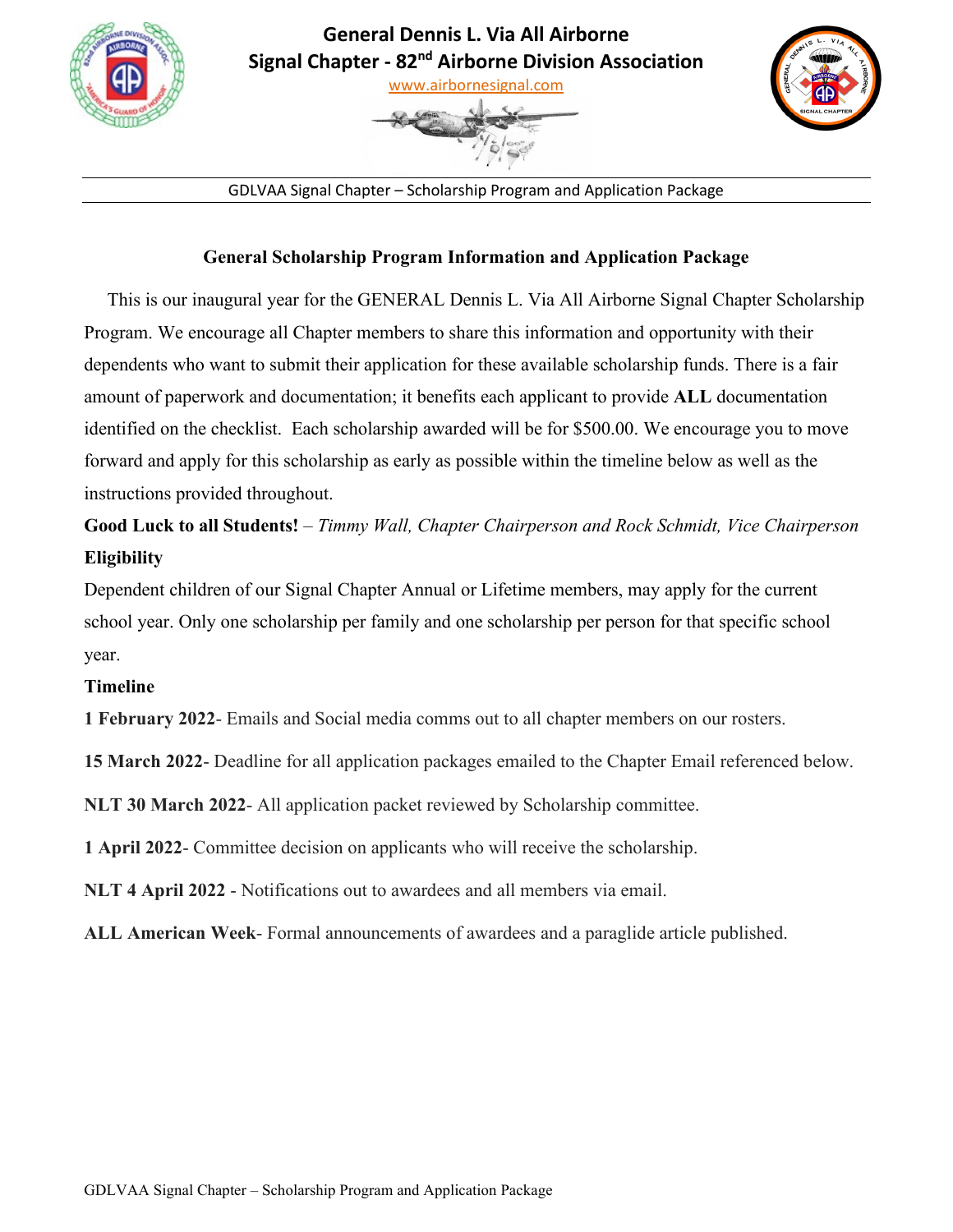# General Dennis L. Via All Airborne Signal Chapter - 82nd Airborne Division Association

www.airbornesignal.com

GDLVAA Signal Chapter – Scholarship Program and Application Package

## General Scholarship Program Information and Application Package

This is our inaugural year for the GENERAL Dennis L. Via All Airborne Signal Chapter Scholarship Program. We encourage all Chapter members to share this information and opportunity with their dependents who want to submit their application for these available scholarship funds. There is a fair amount of paperwork and documentation; it benefits each applicant to provide **ALL** documentation identified on the checklist. Each scholarship awarded will be for $500.00. We encourage you to move forward and apply for this scholarship as early as possible within the timeline below as well as the instructions provided throughout.

**Good Luck to all Students!** – *Timmy Wall, Chapter Chairperson and Rock Schmidt, Vice Chairperson*

**Eligibility**

Dependent children of our Signal Chapter Annual or Lifetime members, may apply for the current school year. Only one scholarship per family and one scholarship per person for that specific school year.

**Timeline**

**1 February 2022**- Emails and Social media comms out to all chapter members on our rosters.

**15 March 2022**- Deadline for all application packages emailed to the Chapter Email referenced below.

**NLT 30 March 2022**- All application packet reviewed by Scholarship committee.

**1 April 2022**- Committee decision on applicants who will receive the scholarship.

**NLT 4 April 2022** - Notifications out to awardees and all members via email.

**ALL American Week**- Formal announcements of awardees and a paraglide article published.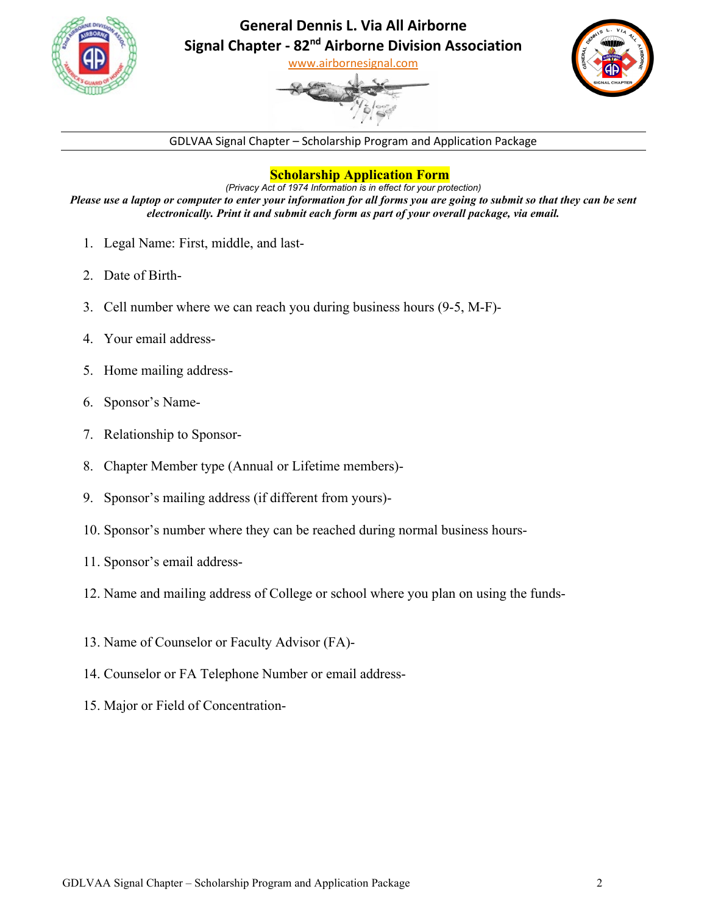# General Dennis L. Via All Airborne
# Signal Chapter - 82nd Airborne Division Association

www.airbornesignal.com

GDLVAA Signal Chapter – Scholarship Program and Application Package

## Scholarship Application Form

*(Privacy Act of 1974 Information is in effect for your protection)*

***Please use a laptop or computer to enter your information for all forms you are going to submit so that they can be sent electronically. Print it and submit each form as part of your overall package, via email.***

1. Legal Name: First, middle, and last-
2. Date of Birth-
3. Cell number where we can reach you during business hours (9-5, M-F)-
4. Your email address-
5. Home mailing address-
6. Sponsor's Name-
7. Relationship to Sponsor-
8. Chapter Member type (Annual or Lifetime members)-
9. Sponsor's mailing address (if different from yours)-
10. Sponsor's number where they can be reached during normal business hours-
11. Sponsor's email address-
12. Name and mailing address of College or school where you plan on using the funds-
13. Name of Counselor or Faculty Advisor (FA)-
14. Counselor or FA Telephone Number or email address-
15. Major or Field of Concentration-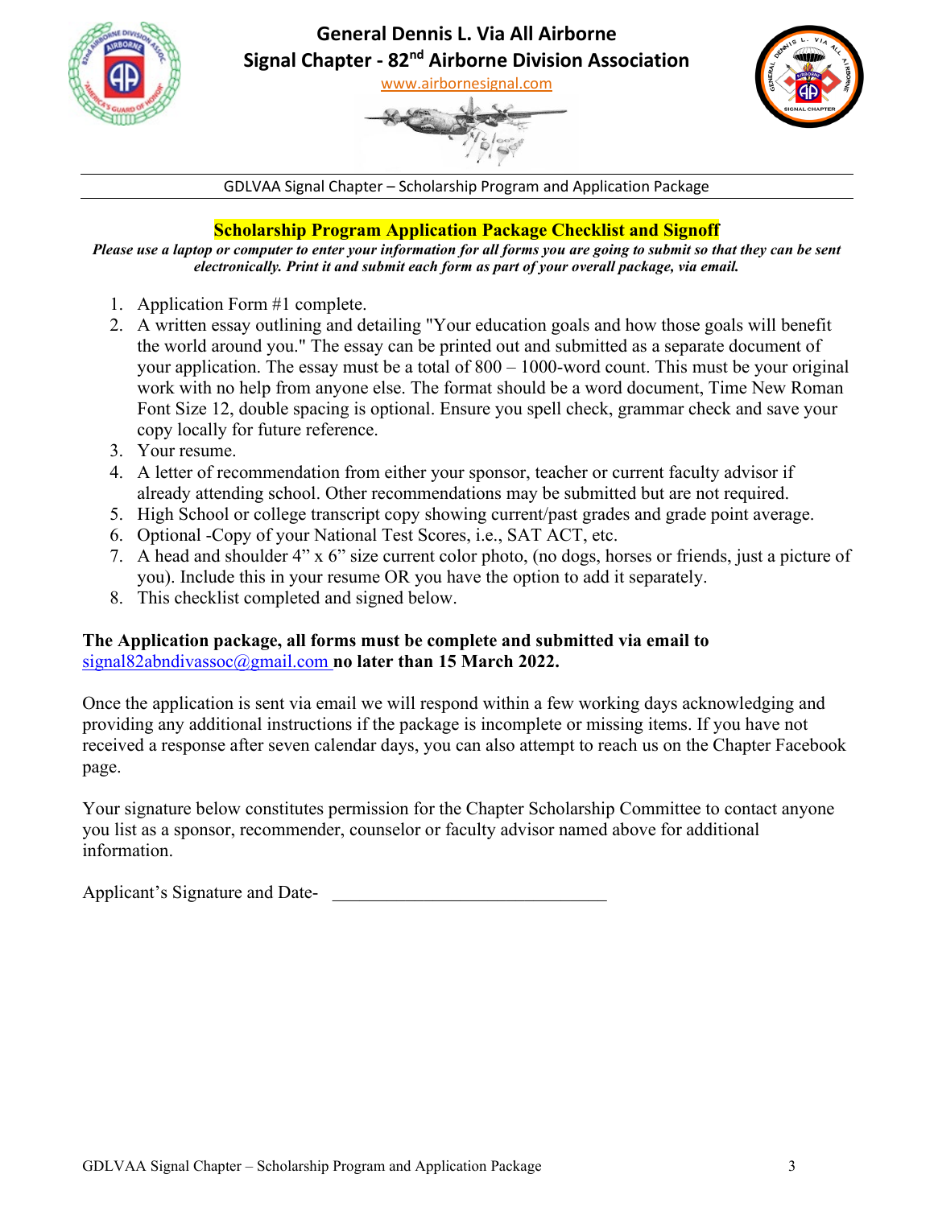# General Dennis L. Via All Airborne
# Signal Chapter - 82nd Airborne Division Association

www.airbornesignal.com

GDLVAA Signal Chapter – Scholarship Program and Application Package

## Scholarship Program Application Package Checklist and Signoff

***Please use a laptop or computer to enter your information for all forms you are going to submit so that they can be sent electronically. Print it and submit each form as part of your overall package, via email.***

1. Application Form #1 complete.
2. A written essay outlining and detailing "Your education goals and how those goals will benefit the world around you." The essay can be printed out and submitted as a separate document of your application. The essay must be a total of 800 – 1000-word count. This must be your original work with no help from anyone else. The format should be a word document, Time New Roman Font Size 12, double spacing is optional. Ensure you spell check, grammar check and save your copy locally for future reference.
3. Your resume.
4. A letter of recommendation from either your sponsor, teacher or current faculty advisor if already attending school. Other recommendations may be submitted but are not required.
5. High School or college transcript copy showing current/past grades and grade point average.
6. Optional -Copy of your National Test Scores, i.e., SAT ACT, etc.
7. A head and shoulder 4" x 6" size current color photo, (no dogs, horses or friends, just a picture of you). Include this in your resume OR you have the option to add it separately.
8. This checklist completed and signed below.

**The Application package, all forms must be complete and submitted via email to** signal82abndivassoc@gmail.com **no later than 15 March 2022.**

Once the application is sent via email we will respond within a few working days acknowledging and providing any additional instructions if the package is incomplete or missing items. If you have not received a response after seven calendar days, you can also attempt to reach us on the Chapter Facebook page.

Your signature below constitutes permission for the Chapter Scholarship Committee to contact anyone you list as a sponsor, recommender, counselor or faculty advisor named above for additional information.

Applicant's Signature and Date- ______________________________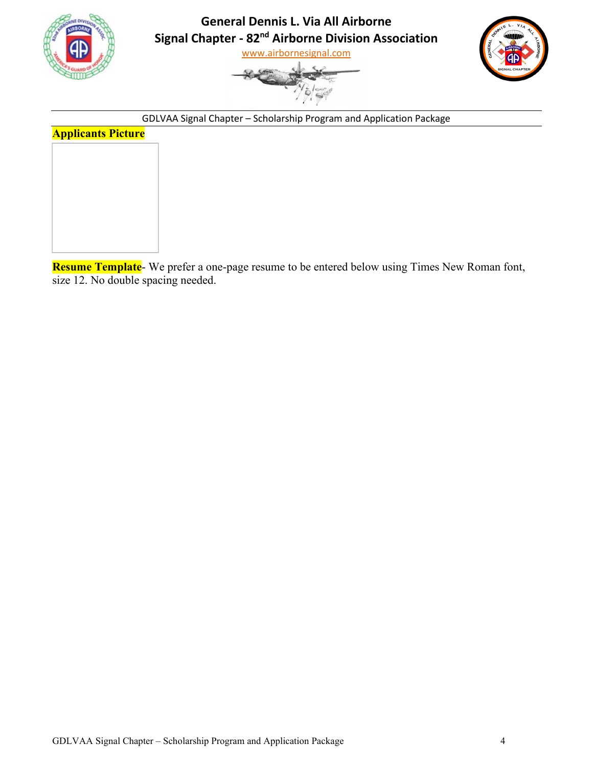**Applicants Picture**

**Resume Template**- We prefer a one-page resume to be entered below using Times New Roman font, size 12. No double spacing needed.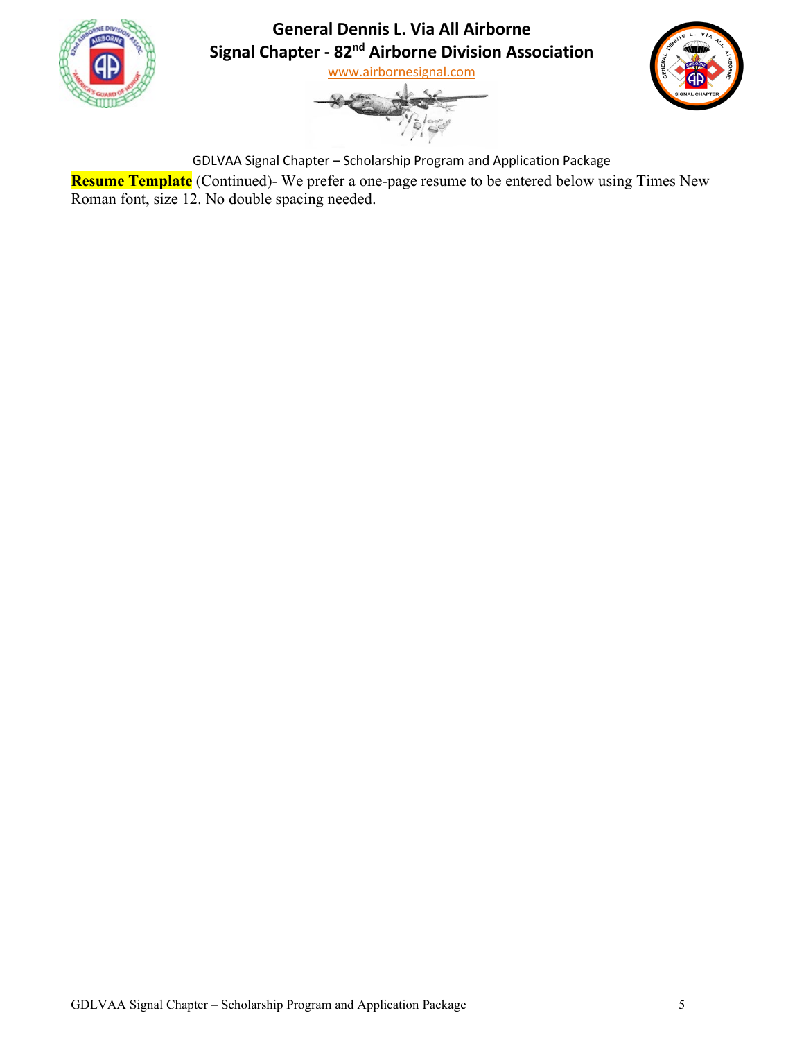**Resume Template** (Continued)- We prefer a one-page resume to be entered below using Times New Roman font, size 12. No double spacing needed.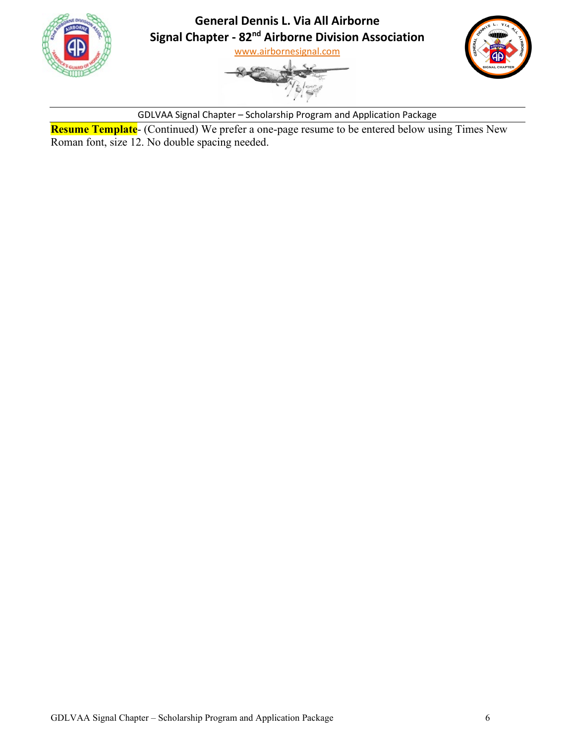**Resume Template**- (Continued) We prefer a one-page resume to be entered below using Times New Roman font, size 12. No double spacing needed.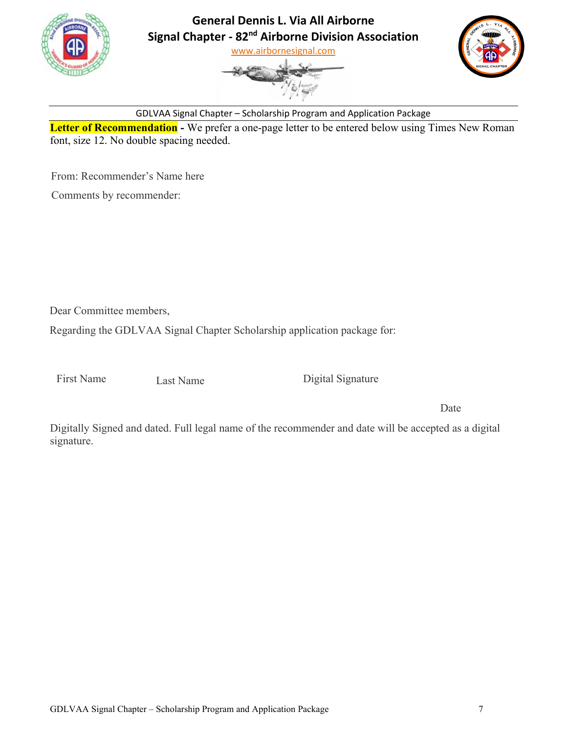# General Dennis L. Via All Airborne
# Signal Chapter - 82nd Airborne Division Association

www.airbornesignal.com

GDLVAA Signal Chapter – Scholarship Program and Application Package

**Letter of Recommendation -** We prefer a one-page letter to be entered below using Times New Roman font, size 12. No double spacing needed.

From: Recommender's Name here

Comments by recommender:

Dear Committee members,

Regarding the GDLVAA Signal Chapter Scholarship application package for:

First Name    Last Name    Digital Signature

Date

Digitally Signed and dated. Full legal name of the recommender and date will be accepted as a digital signature.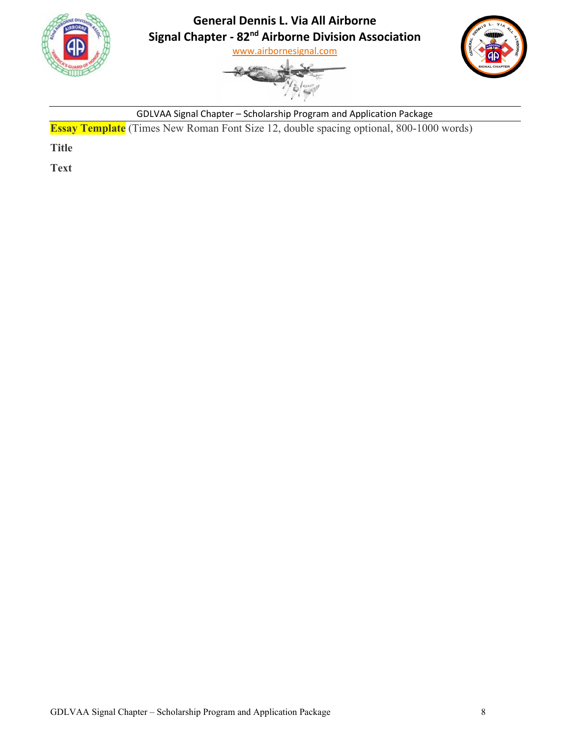**Essay Template** (Times New Roman Font Size 12, double spacing optional, 800-1000 words)

**Title**

**Text**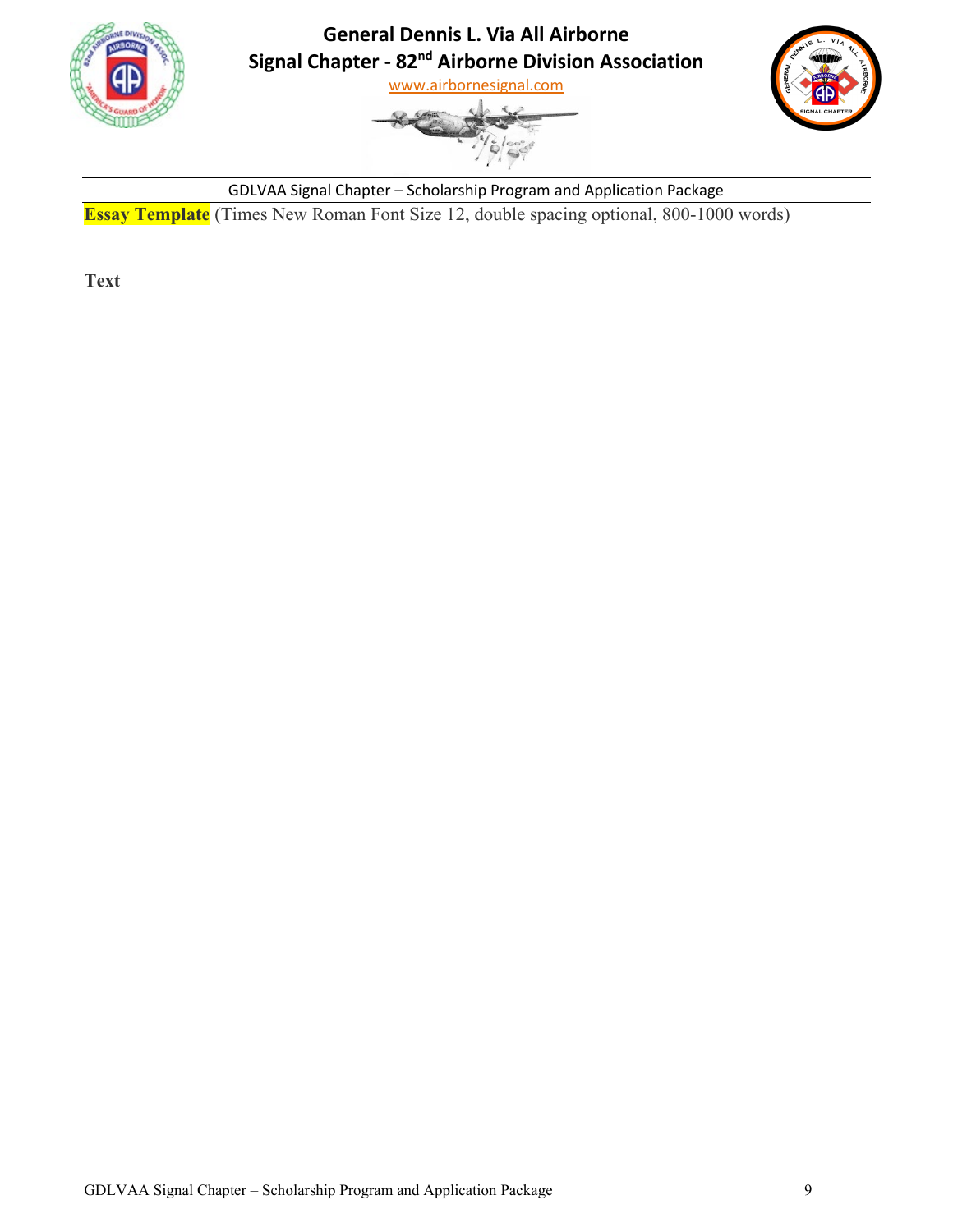# General Dennis L. Via All Airborne Signal Chapter - 82nd Airborne Division Association

www.airbornesignal.com

GDLVAA Signal Chapter – Scholarship Program and Application Package

**Essay Template** (Times New Roman Font Size 12, double spacing optional, 800-1000 words)

**Text**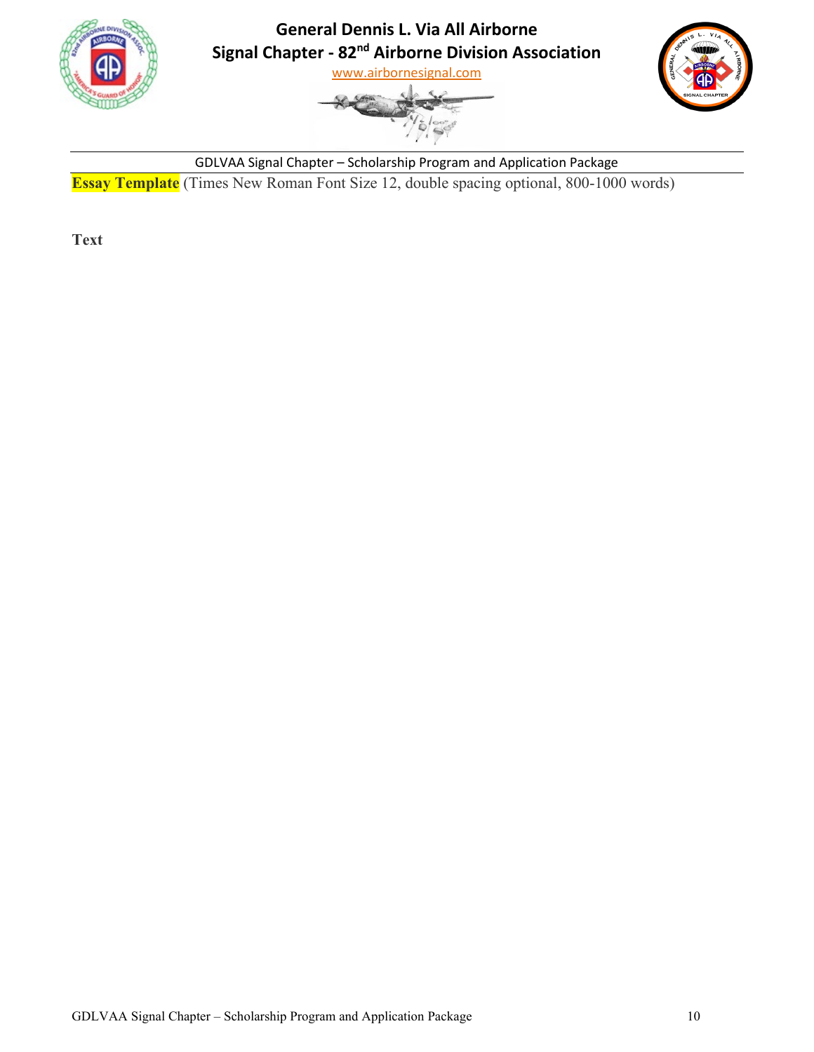**Essay Template** (Times New Roman Font Size 12, double spacing optional, 800-1000 words)

**Text**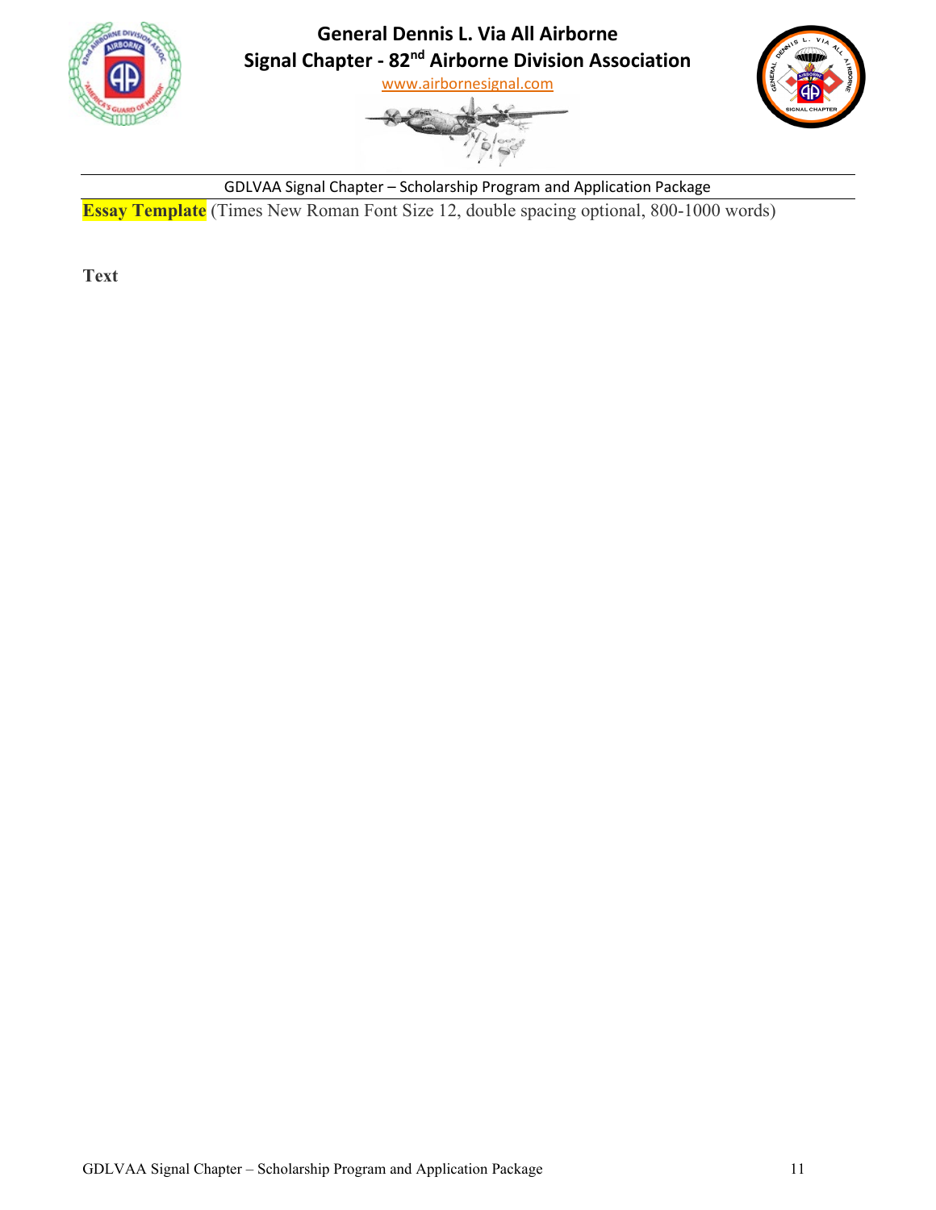**Essay Template** (Times New Roman Font Size 12, double spacing optional, 800-1000 words)

**Text**